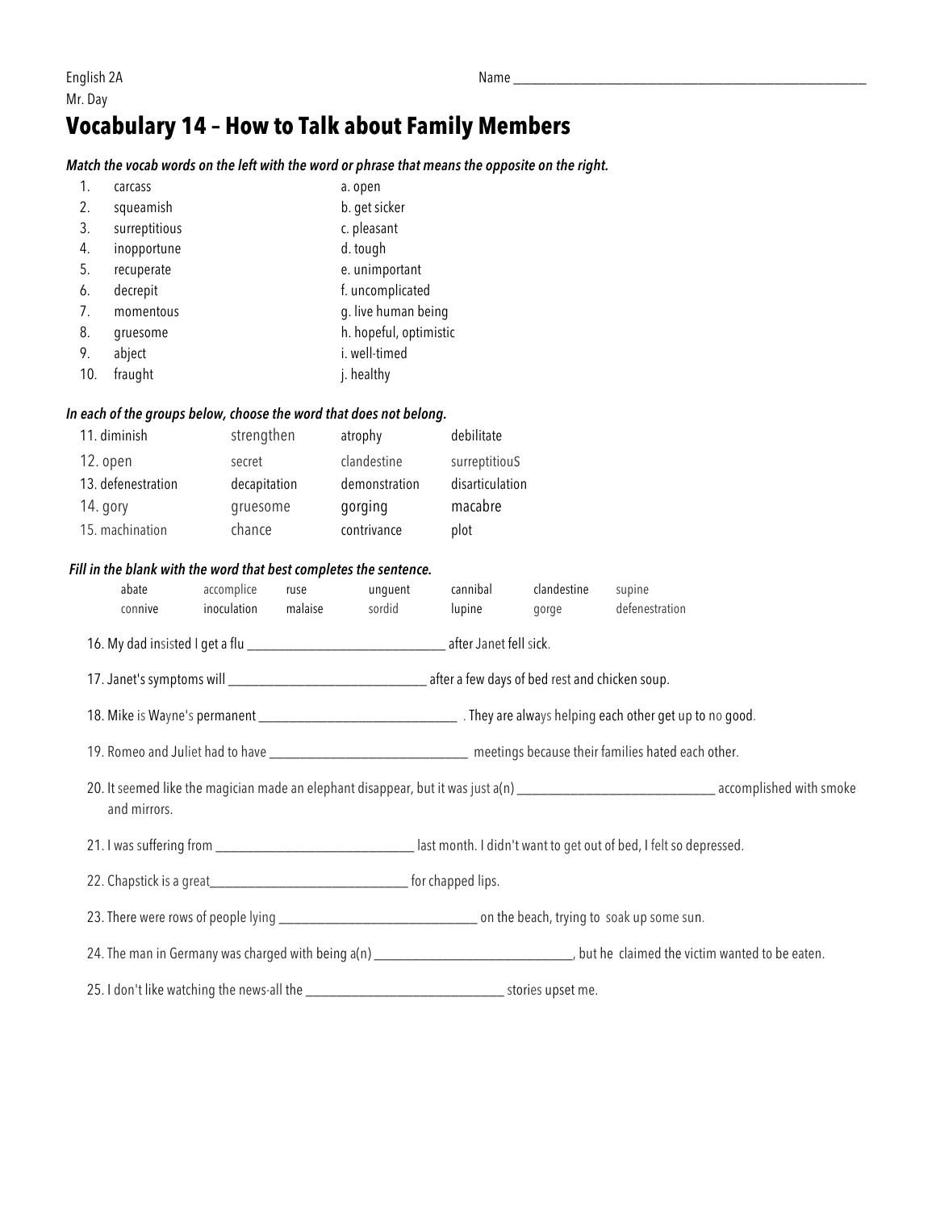English 2A

Mr. Day

Name ________________________________________________

# Vocabulary 14 – How to Talk about Family Members

***Match the vocab words on the left with the word or phrase that means the opposite on the right.***

| | | |
|---|---|---|
| 1. | carcass | a. open |
| 2. | squeamish | b. get sicker |
| 3. | surreptitious | c. pleasant |
| 4. | inopportune | d. tough |
| 5. | recuperate | e. unimportant |
| 6. | decrepit | f. uncomplicated |
| 7. | momentous | g. live human being |
| 8. | gruesome | h. hopeful, optimistic |
| 9. | abject | i. well-timed |
| 10. | fraught | j. healthy |

***In each of the groups below, choose the word that does not belong.***

| | | | |
|---|---|---|---|
| 11. diminish | strengthen | atrophy | debilitate |
| 12. open | secret | clandestine | surreptitiouS |
| 13. defenestration | decapitation | demonstration | disarticulation |
| 14. gory | gruesome | gorging | macabre |
| 15. machination | chance | contrivance | plot |

***Fill in the blank with the word that best completes the sentence.***

| | | | | | | |
|---|---|---|---|---|---|---|
| abate | accomplice | ruse | unguent | cannibal | clandestine | supine |
| connive | inoculation | malaise | sordid | lupine | gorge | defenestration |

16. My dad insisted I get a flu ______________________________ after Janet fell sick.

17. Janet's symptoms will ______________________________ after a few days of bed rest and chicken soup.

18. Mike is Wayne's permanent ______________________________ . They are always helping each other get up to no good.

19. Romeo and Juliet had to have ______________________________ meetings because their families hated each other.

20. It seemed like the magician made an elephant disappear, but it was just a(n) ______________________________ accomplished with smoke and mirrors.

21. I was suffering from ______________________________ last month. I didn't want to get out of bed, I felt so depressed.

22. Chapstick is a great______________________________ for chapped lips.

23. There were rows of people lying ______________________________ on the beach, trying to soak up some sun.

24. The man in Germany was charged with being a(n) ______________________________, but he claimed the victim wanted to be eaten.

25. I don't like watching the news-all the ______________________________ stories upset me.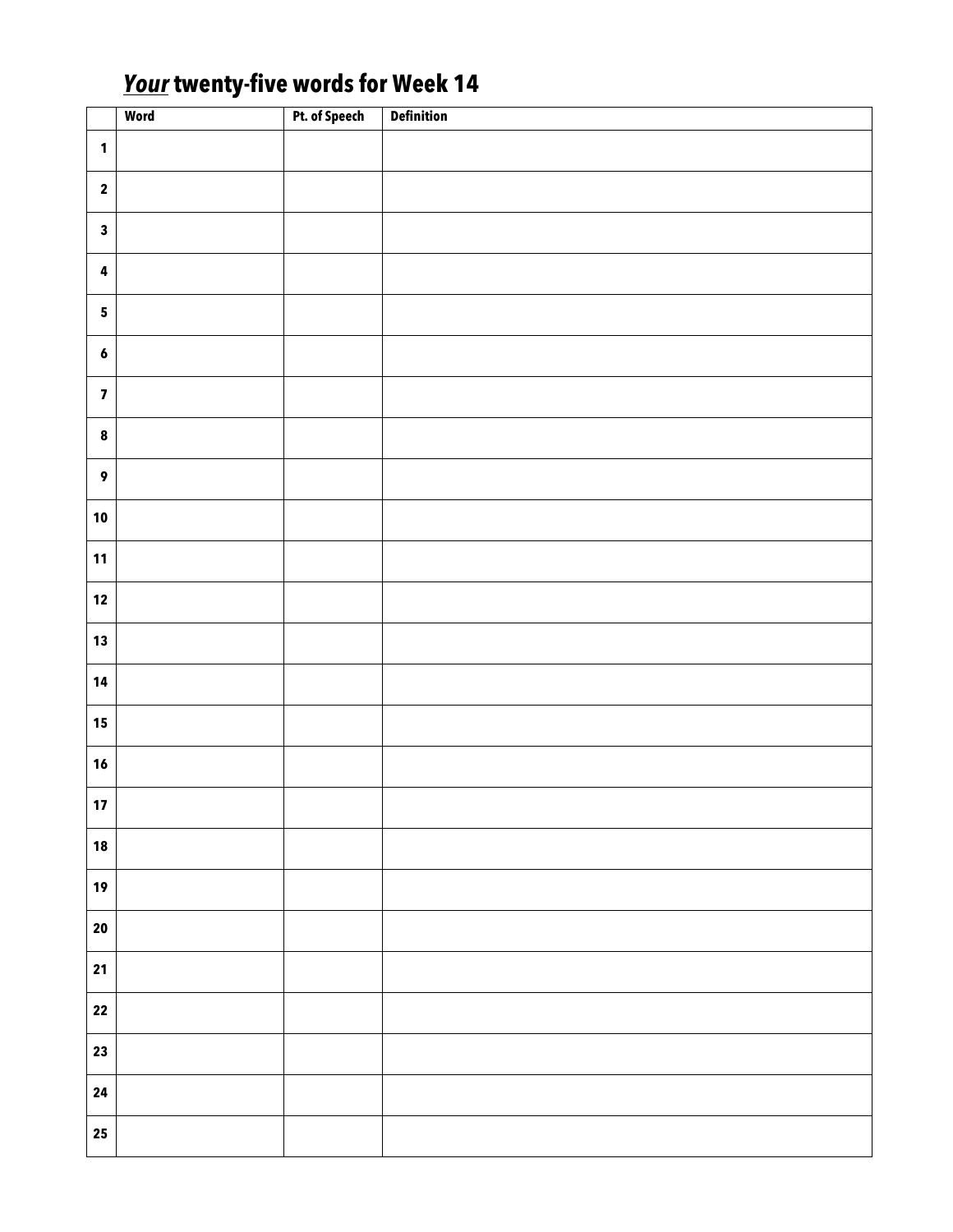# ***Your*** twenty-five words for Week 14

| | Word | Pt. of Speech | Definition |
|---|---|---|---|
| 1 | | | |
| 2 | | | |
| 3 | | | |
| 4 | | | |
| 5 | | | |
| 6 | | | |
| 7 | | | |
| 8 | | | |
| 9 | | | |
| 10 | | | |
| 11 | | | |
| 12 | | | |
| 13 | | | |
| 14 | | | |
| 15 | | | |
| 16 | | | |
| 17 | | | |
| 18 | | | |
| 19 | | | |
| 20 | | | |
| 21 | | | |
| 22 | | | |
| 23 | | | |
| 24 | | | |
| 25 | | | |